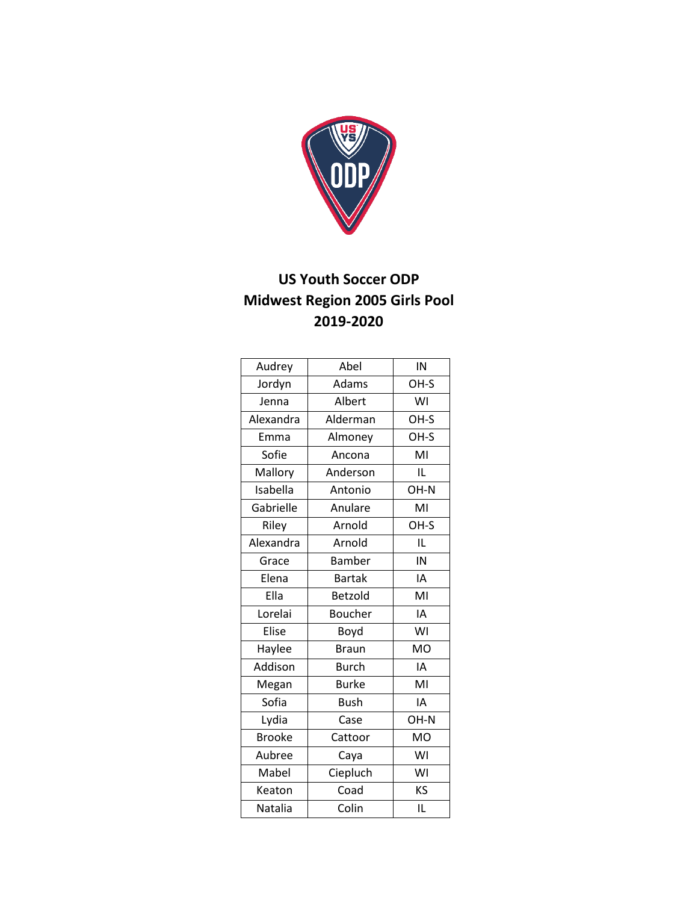**US Youth Soccer ODP**
**Midwest Region 2005 Girls Pool**
**2019-2020**

| | | |
|---|---|---|
| Audrey | Abel | IN |
| Jordyn | Adams | OH-S |
| Jenna | Albert | WI |
| Alexandra | Alderman | OH-S |
| Emma | Almoney | OH-S |
| Sofie | Ancona | MI |
| Mallory | Anderson | IL |
| Isabella | Antonio | OH-N |
| Gabrielle | Anulare | MI |
| Riley | Arnold | OH-S |
| Alexandra | Arnold | IL |
| Grace | Bamber | IN |
| Elena | Bartak | IA |
| Ella | Betzold | MI |
| Lorelai | Boucher | IA |
| Elise | Boyd | WI |
| Haylee | Braun | MO |
| Addison | Burch | IA |
| Megan | Burke | MI |
| Sofia | Bush | IA |
| Lydia | Case | OH-N |
| Brooke | Cattoor | MO |
| Aubree | Caya | WI |
| Mabel | Ciepluch | WI |
| Keaton | Coad | KS |
| Natalia | Colin | IL |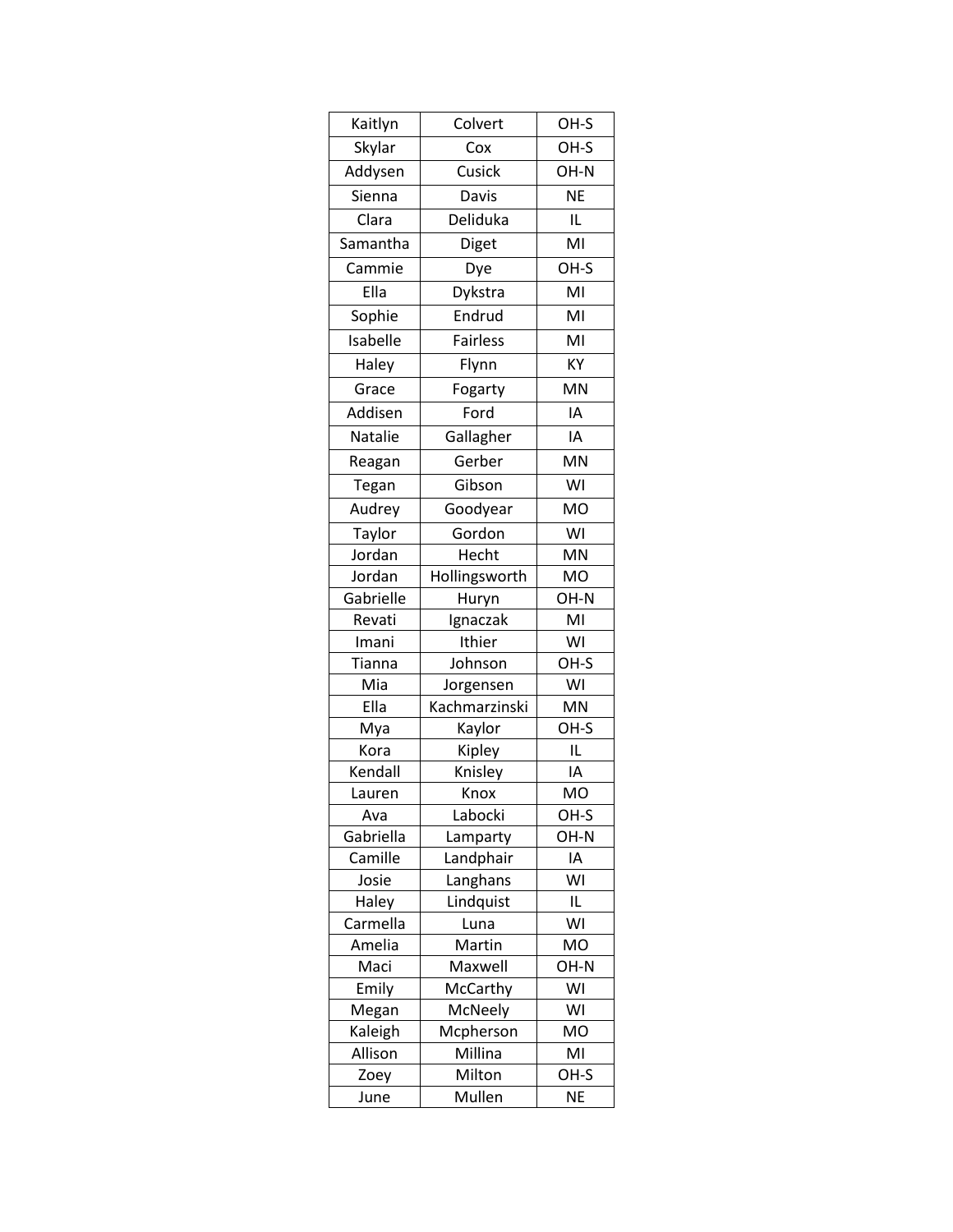| Kaitlyn | Colvert | OH-S |
|---|---|---|
| Skylar | Cox | OH-S |
| Addysen | Cusick | OH-N |
| Sienna | Davis | NE |
| Clara | Deliduka | IL |
| Samantha | Diget | MI |
| Cammie | Dye | OH-S |
| Ella | Dykstra | MI |
| Sophie | Endrud | MI |
| Isabelle | Fairless | MI |
| Haley | Flynn | KY |
| Grace | Fogarty | MN |
| Addisen | Ford | IA |
| Natalie | Gallagher | IA |
| Reagan | Gerber | MN |
| Tegan | Gibson | WI |
| Audrey | Goodyear | MO |
| Taylor | Gordon | WI |
| Jordan | Hecht | MN |
| Jordan | Hollingsworth | MO |
| Gabrielle | Huryn | OH-N |
| Revati | Ignaczak | MI |
| Imani | Ithier | WI |
| Tianna | Johnson | OH-S |
| Mia | Jorgensen | WI |
| Ella | Kachmarzinski | MN |
| Mya | Kaylor | OH-S |
| Kora | Kipley | IL |
| Kendall | Knisley | IA |
| Lauren | Knox | MO |
| Ava | Labocki | OH-S |
| Gabriella | Lamparty | OH-N |
| Camille | Landphair | IA |
| Josie | Langhans | WI |
| Haley | Lindquist | IL |
| Carmella | Luna | WI |
| Amelia | Martin | MO |
| Maci | Maxwell | OH-N |
| Emily | McCarthy | WI |
| Megan | McNeely | WI |
| Kaleigh | Mcpherson | MO |
| Allison | Millina | MI |
| Zoey | Milton | OH-S |
| June | Mullen | NE |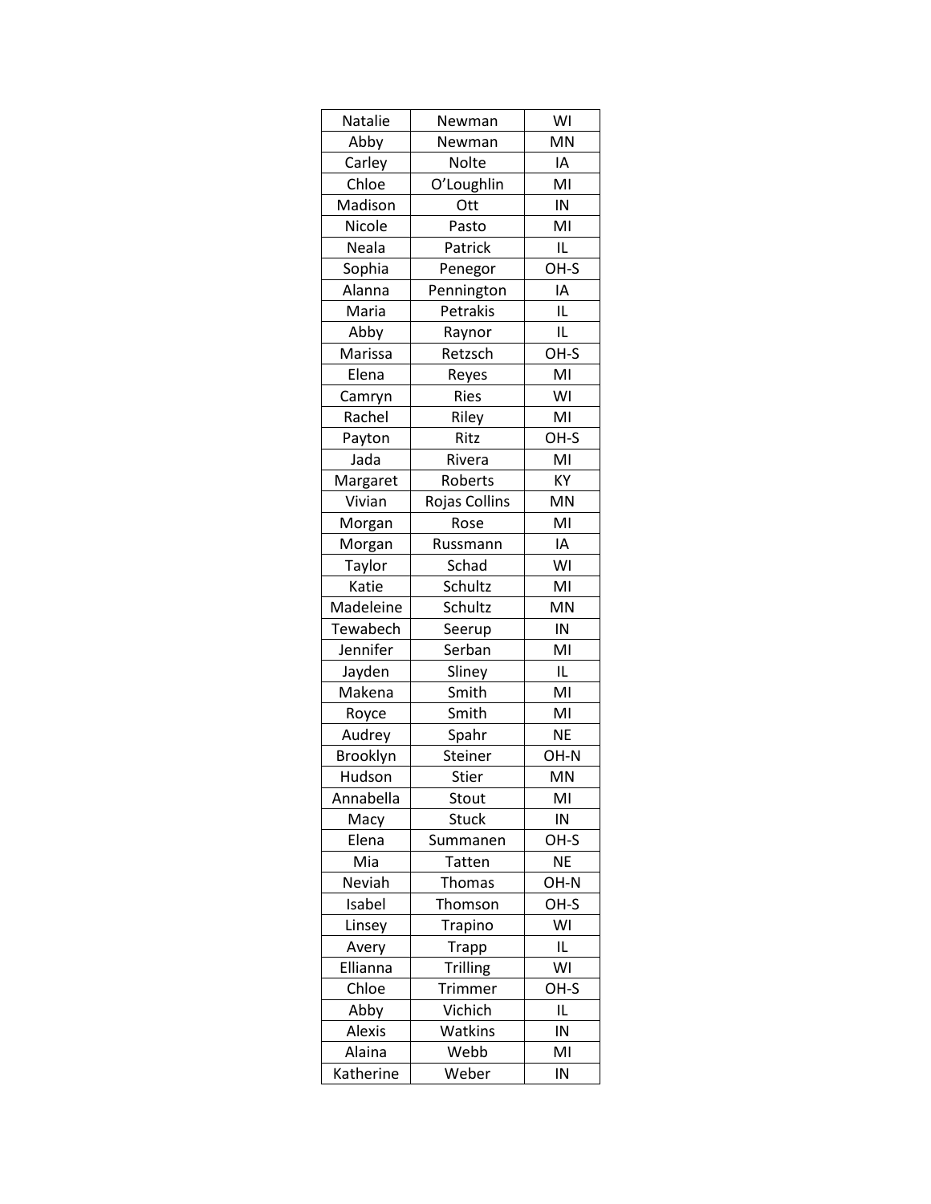| Natalie | Newman | WI |
|---|---|---|
| Abby | Newman | MN |
| Carley | Nolte | IA |
| Chloe | O'Loughlin | MI |
| Madison | Ott | IN |
| Nicole | Pasto | MI |
| Neala | Patrick | IL |
| Sophia | Penegor | OH-S |
| Alanna | Pennington | IA |
| Maria | Petrakis | IL |
| Abby | Raynor | IL |
| Marissa | Retzsch | OH-S |
| Elena | Reyes | MI |
| Camryn | Ries | WI |
| Rachel | Riley | MI |
| Payton | Ritz | OH-S |
| Jada | Rivera | MI |
| Margaret | Roberts | KY |
| Vivian | Rojas Collins | MN |
| Morgan | Rose | MI |
| Morgan | Russmann | IA |
| Taylor | Schad | WI |
| Katie | Schultz | MI |
| Madeleine | Schultz | MN |
| Tewabech | Seerup | IN |
| Jennifer | Serban | MI |
| Jayden | Sliney | IL |
| Makena | Smith | MI |
| Royce | Smith | MI |
| Audrey | Spahr | NE |
| Brooklyn | Steiner | OH-N |
| Hudson | Stier | MN |
| Annabella | Stout | MI |
| Macy | Stuck | IN |
| Elena | Summanen | OH-S |
| Mia | Tatten | NE |
| Neviah | Thomas | OH-N |
| Isabel | Thomson | OH-S |
| Linsey | Trapino | WI |
| Avery | Trapp | IL |
| Ellianna | Trilling | WI |
| Chloe | Trimmer | OH-S |
| Abby | Vichich | IL |
| Alexis | Watkins | IN |
| Alaina | Webb | MI |
| Katherine | Weber | IN |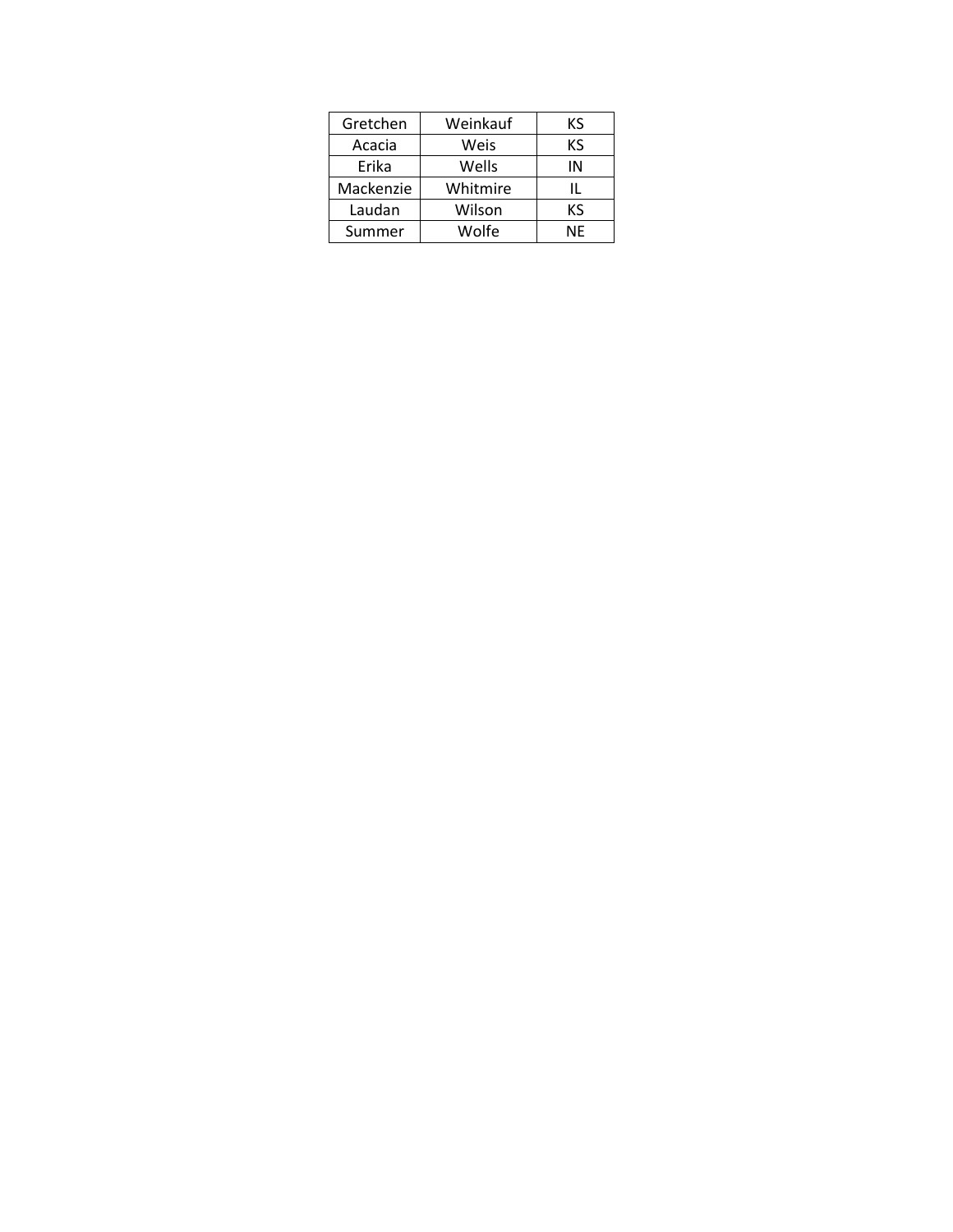| | | |
|---|---|---|
| Gretchen | Weinkauf | KS |
| Acacia | Weis | KS |
| Erika | Wells | IN |
| Mackenzie | Whitmire | IL |
| Laudan | Wilson | KS |
| Summer | Wolfe | NE |